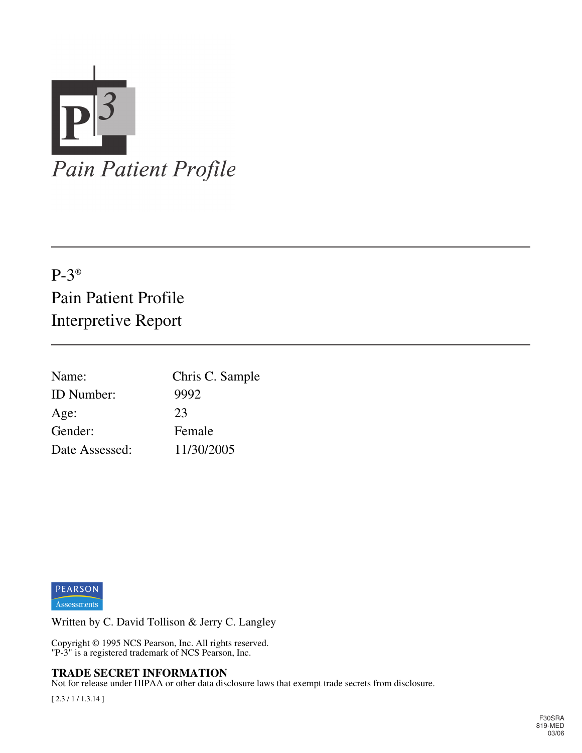# P³ Pain Patient Profile

---

## P-3®
## Pain Patient Profile
## Interpretive Report

---

| | |
|---|---|
| Name: | Chris C. Sample |
| ID Number: | 9992 |
| Age: | 23 |
| Gender: | Female |
| Date Assessed: | 11/30/2005 |

PEARSON Assessments

Written by C. David Tollison & Jerry C. Langley

Copyright © 1995 NCS Pearson, Inc. All rights reserved.
"P-3" is a registered trademark of NCS Pearson, Inc.

**TRADE SECRET INFORMATION**
Not for release under HIPAA or other data disclosure laws that exempt trade secrets from disclosure.

[ 2.3 / 1 / 1.3.14 ]

F30SRA
819-MED
03/06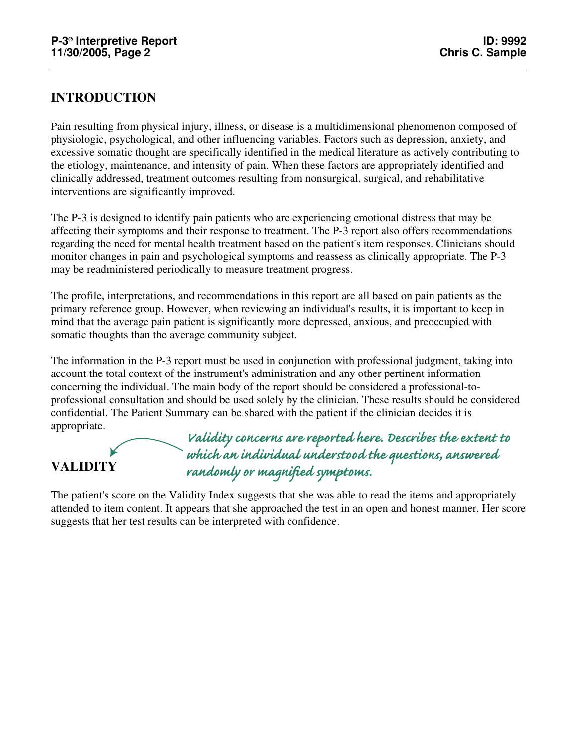## INTRODUCTION

Pain resulting from physical injury, illness, or disease is a multidimensional phenomenon composed of physiologic, psychological, and other influencing variables. Factors such as depression, anxiety, and excessive somatic thought are specifically identified in the medical literature as actively contributing to the etiology, maintenance, and intensity of pain. When these factors are appropriately identified and clinically addressed, treatment outcomes resulting from nonsurgical, surgical, and rehabilitative interventions are significantly improved.

The P-3 is designed to identify pain patients who are experiencing emotional distress that may be affecting their symptoms and their response to treatment. The P-3 report also offers recommendations regarding the need for mental health treatment based on the patient's item responses. Clinicians should monitor changes in pain and psychological symptoms and reassess as clinically appropriate. The P-3 may be readministered periodically to measure treatment progress.

The profile, interpretations, and recommendations in this report are all based on pain patients as the primary reference group. However, when reviewing an individual's results, it is important to keep in mind that the average pain patient is significantly more depressed, anxious, and preoccupied with somatic thoughts than the average community subject.

The information in the P-3 report must be used in conjunction with professional judgment, taking into account the total context of the instrument's administration and any other pertinent information concerning the individual. The main body of the report should be considered a professional-to-professional consultation and should be used solely by the clinician. These results should be considered confidential. The Patient Summary can be shared with the patient if the clinician decides it is appropriate.

*Validity concerns are reported here. Describes the extent to which an individual understood the questions, answered randomly or magnified symptoms.*

## VALIDITY

The patient's score on the Validity Index suggests that she was able to read the items and appropriately attended to item content. It appears that she approached the test in an open and honest manner. Her score suggests that her test results can be interpreted with confidence.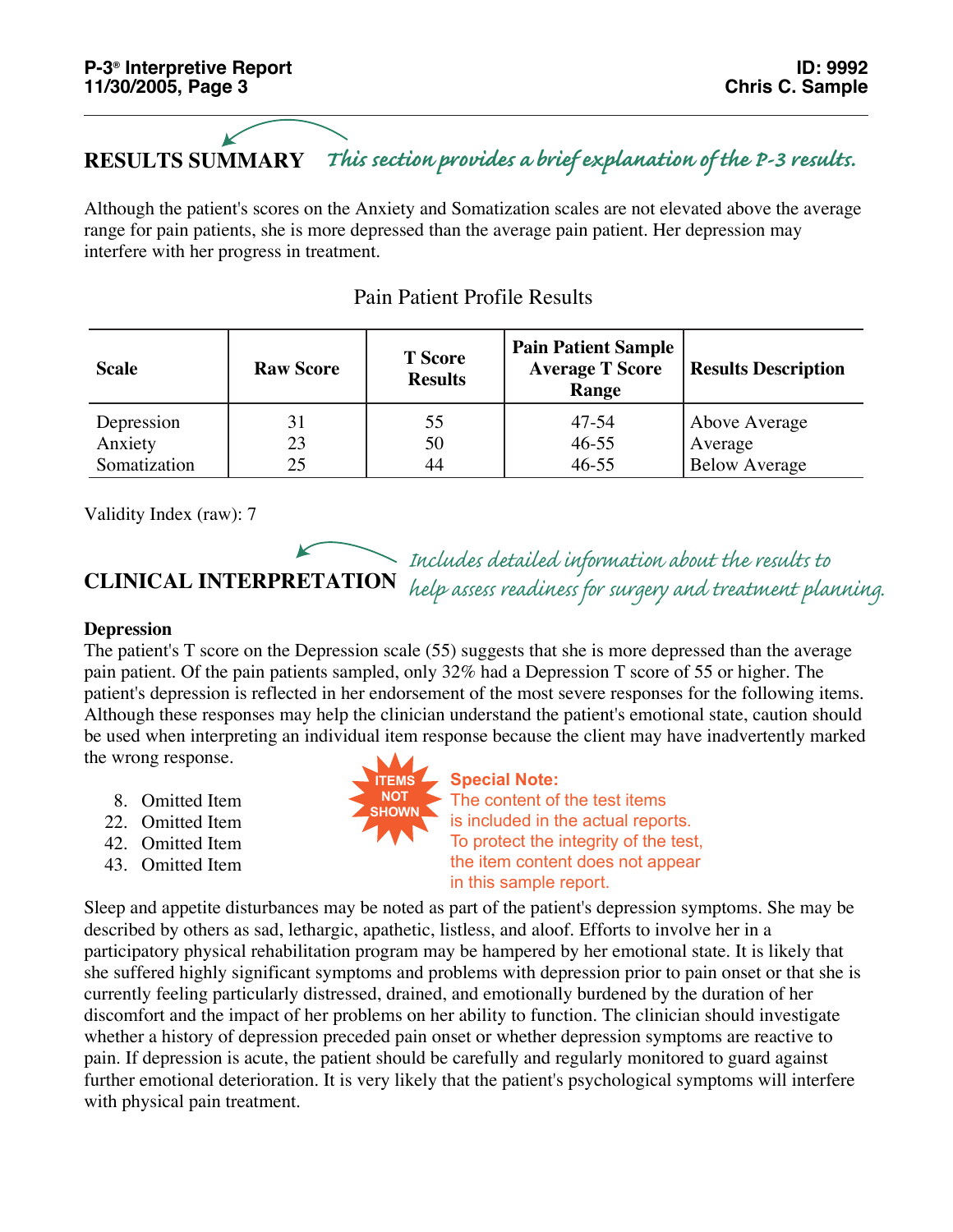## RESULTS SUMMARY

*This section provides a brief explanation of the P-3 results.*

Although the patient's scores on the Anxiety and Somatization scales are not elevated above the average range for pain patients, she is more depressed than the average pain patient. Her depression may interfere with her progress in treatment.

Pain Patient Profile Results

| Scale | Raw Score | T Score Results | Pain Patient Sample Average T Score Range | Results Description |
|---|---|---|---|---|
| Depression | 31 | 55 | 47-54 | Above Average |
| Anxiety | 23 | 50 | 46-55 | Average |
| Somatization | 25 | 44 | 46-55 | Below Average |

Validity Index (raw): 7

## CLINICAL INTERPRETATION

*Includes detailed information about the results to help assess readiness for surgery and treatment planning.*

### Depression

The patient's T score on the Depression scale (55) suggests that she is more depressed than the average pain patient. Of the pain patients sampled, only 32% had a Depression T score of 55 or higher. The patient's depression is reflected in her endorsement of the most severe responses for the following items. Although these responses may help the clinician understand the patient's emotional state, caution should be used when interpreting an individual item response because the client may have inadvertently marked the wrong response.

8. Omitted Item
22. Omitted Item
42. Omitted Item
43. Omitted Item

ITEMS NOT SHOWN

**Special Note:** The content of the test items is included in the actual reports. To protect the integrity of the test, the item content does not appear in this sample report.

Sleep and appetite disturbances may be noted as part of the patient's depression symptoms. She may be described by others as sad, lethargic, apathetic, listless, and aloof. Efforts to involve her in a participatory physical rehabilitation program may be hampered by her emotional state. It is likely that she suffered highly significant symptoms and problems with depression prior to pain onset or that she is currently feeling particularly distressed, drained, and emotionally burdened by the duration of her discomfort and the impact of her problems on her ability to function. The clinician should investigate whether a history of depression preceded pain onset or whether depression symptoms are reactive to pain. If depression is acute, the patient should be carefully and regularly monitored to guard against further emotional deterioration. It is very likely that the patient's psychological symptoms will interfere with physical pain treatment.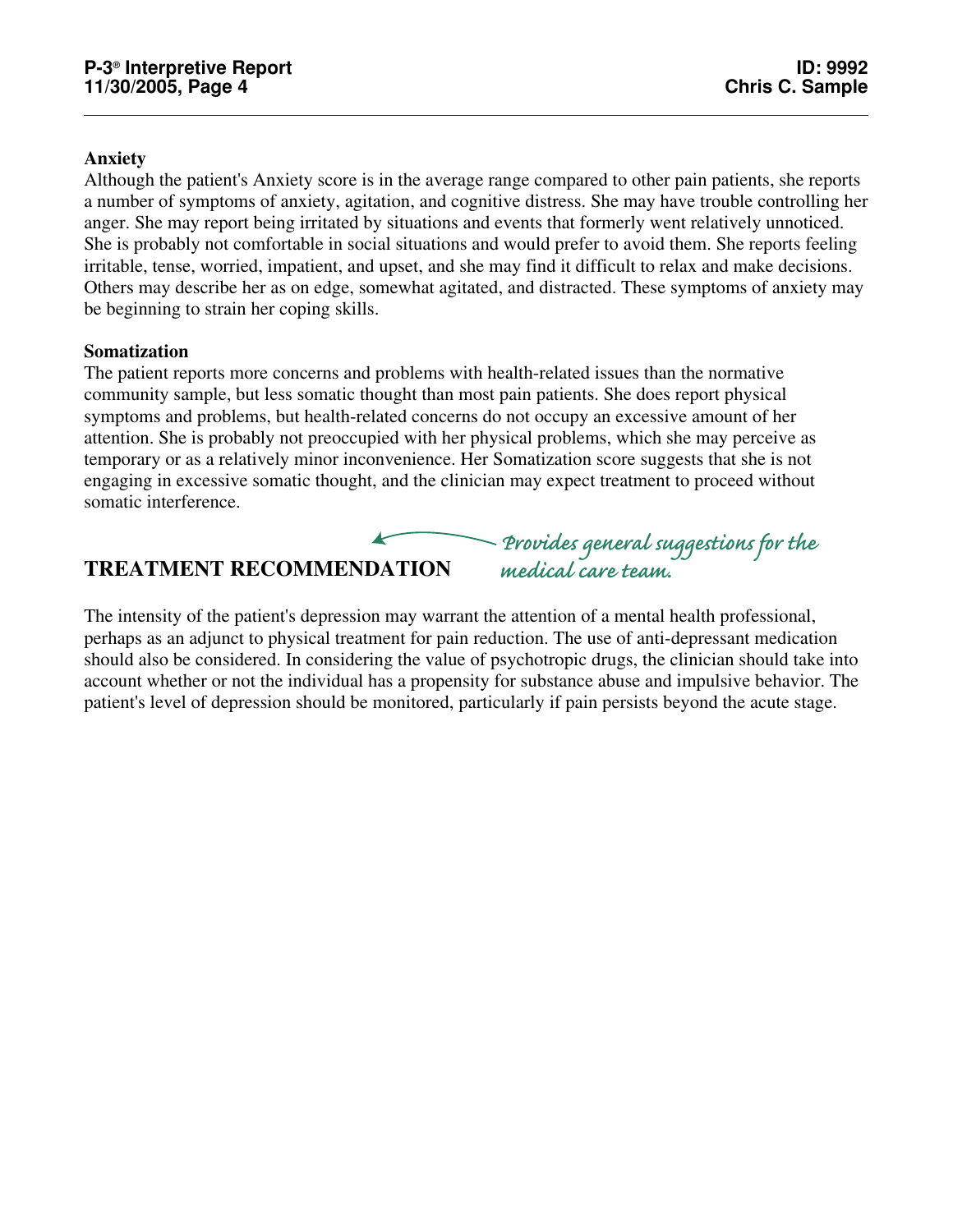### Anxiety

Although the patient's Anxiety score is in the average range compared to other pain patients, she reports a number of symptoms of anxiety, agitation, and cognitive distress. She may have trouble controlling her anger. She may report being irritated by situations and events that formerly went relatively unnoticed. She is probably not comfortable in social situations and would prefer to avoid them. She reports feeling irritable, tense, worried, impatient, and upset, and she may find it difficult to relax and make decisions. Others may describe her as on edge, somewhat agitated, and distracted. These symptoms of anxiety may be beginning to strain her coping skills.

### Somatization

The patient reports more concerns and problems with health-related issues than the normative community sample, but less somatic thought than most pain patients. She does report physical symptoms and problems, but health-related concerns do not occupy an excessive amount of her attention. She is probably not preoccupied with her physical problems, which she may perceive as temporary or as a relatively minor inconvenience. Her Somatization score suggests that she is not engaging in excessive somatic thought, and the clinician may expect treatment to proceed without somatic interference.

## TREATMENT RECOMMENDATION

*Provides general suggestions for the medical care team.*

The intensity of the patient's depression may warrant the attention of a mental health professional, perhaps as an adjunct to physical treatment for pain reduction. The use of anti-depressant medication should also be considered. In considering the value of psychotropic drugs, the clinician should take into account whether or not the individual has a propensity for substance abuse and impulsive behavior. The patient's level of depression should be monitored, particularly if pain persists beyond the acute stage.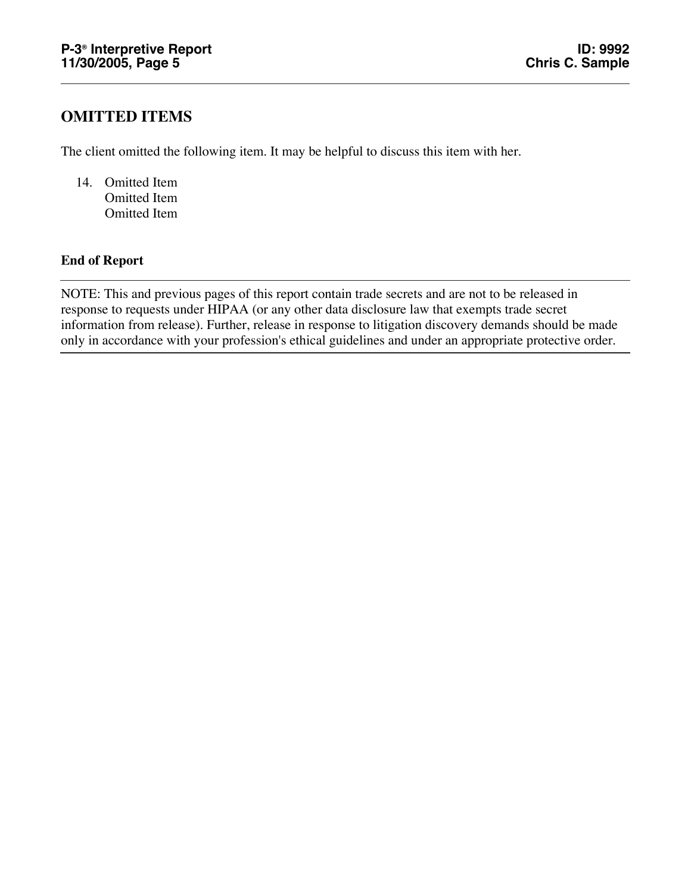## OMITTED ITEMS

The client omitted the following item. It may be helpful to discuss this item with her.

14. Omitted Item
    Omitted Item
    Omitted Item

**End of Report**

---

NOTE: This and previous pages of this report contain trade secrets and are not to be released in response to requests under HIPAA (or any other data disclosure law that exempts trade secret information from release). Further, release in response to litigation discovery demands should be made only in accordance with your profession's ethical guidelines and under an appropriate protective order.

---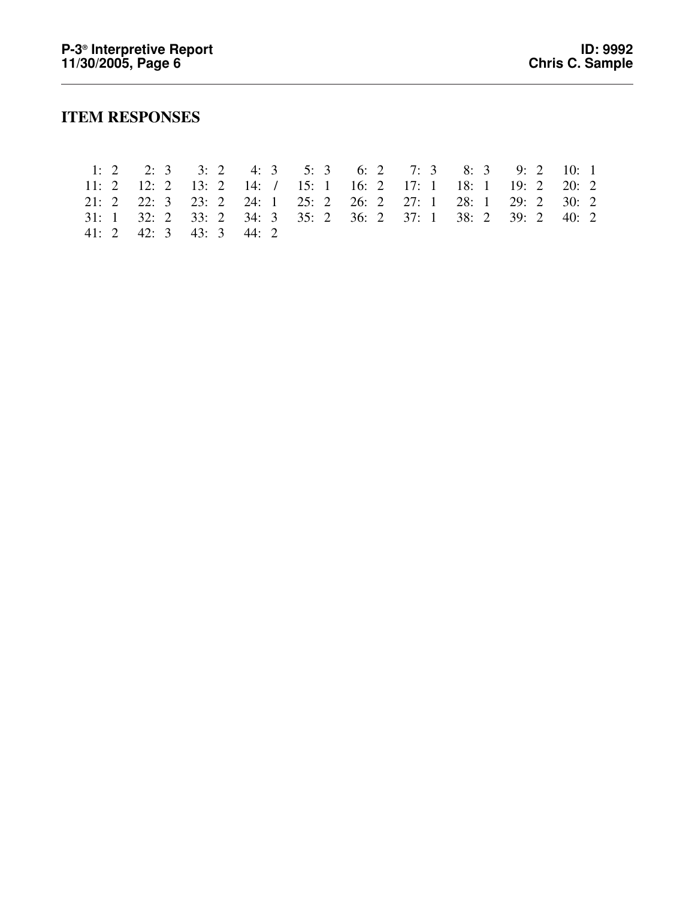## ITEM RESPONSES

| | | | | | | | | | |
|---|---|---|---|---|---|---|---|---|---|
| 1: 2 | 2: 3 | 3: 2 | 4: 3 | 5: 3 | 6: 2 | 7: 3 | 8: 3 | 9: 2 | 10: 1 |
| 11: 2 | 12: 2 | 13: 2 | 14: / | 15: 1 | 16: 2 | 17: 1 | 18: 1 | 19: 2 | 20: 2 |
| 21: 2 | 22: 3 | 23: 2 | 24: 1 | 25: 2 | 26: 2 | 27: 1 | 28: 1 | 29: 2 | 30: 2 |
| 31: 1 | 32: 2 | 33: 2 | 34: 3 | 35: 2 | 36: 2 | 37: 1 | 38: 2 | 39: 2 | 40: 2 |
| 41: 2 | 42: 3 | 43: 3 | 44: 2 | | | | | | |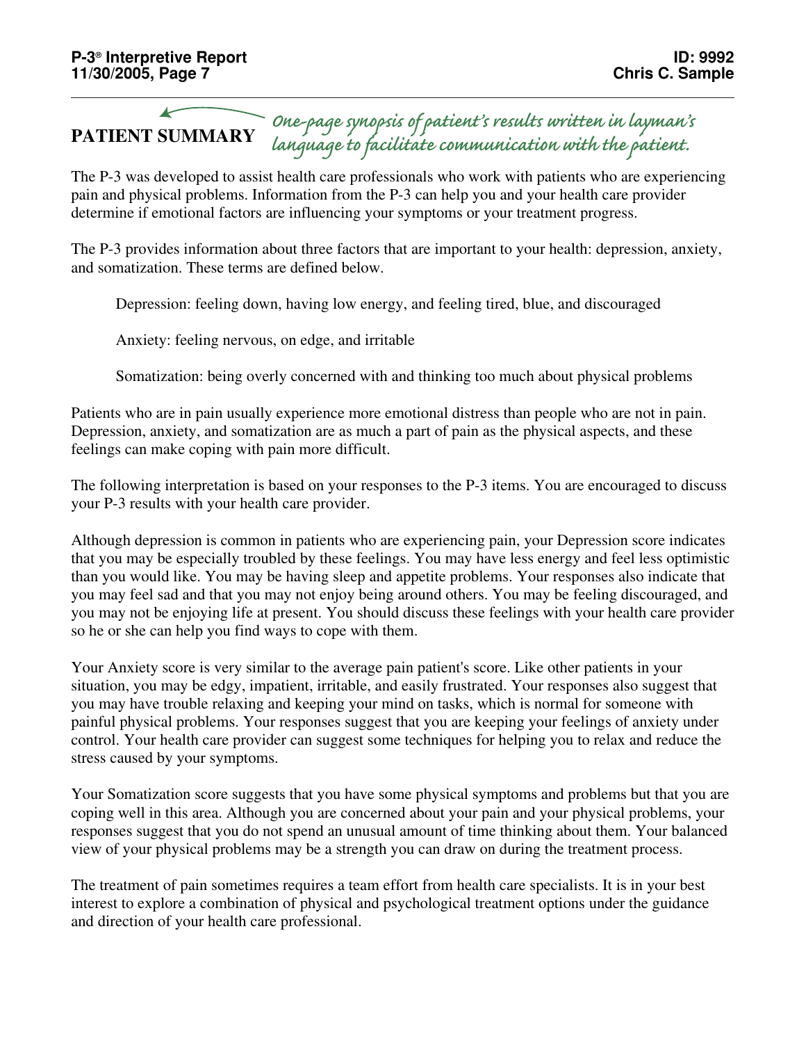## PATIENT SUMMARY

*One-page synopsis of patient's results written in layman's language to facilitate communication with the patient.*

The P-3 was developed to assist health care professionals who work with patients who are experiencing pain and physical problems. Information from the P-3 can help you and your health care provider determine if emotional factors are influencing your symptoms or your treatment progress.

The P-3 provides information about three factors that are important to your health: depression, anxiety, and somatization. These terms are defined below.

Depression: feeling down, having low energy, and feeling tired, blue, and discouraged

Anxiety: feeling nervous, on edge, and irritable

Somatization: being overly concerned with and thinking too much about physical problems

Patients who are in pain usually experience more emotional distress than people who are not in pain. Depression, anxiety, and somatization are as much a part of pain as the physical aspects, and these feelings can make coping with pain more difficult.

The following interpretation is based on your responses to the P-3 items. You are encouraged to discuss your P-3 results with your health care provider.

Although depression is common in patients who are experiencing pain, your Depression score indicates that you may be especially troubled by these feelings. You may have less energy and feel less optimistic than you would like. You may be having sleep and appetite problems. Your responses also indicate that you may feel sad and that you may not enjoy being around others. You may be feeling discouraged, and you may not be enjoying life at present. You should discuss these feelings with your health care provider so he or she can help you find ways to cope with them.

Your Anxiety score is very similar to the average pain patient's score. Like other patients in your situation, you may be edgy, impatient, irritable, and easily frustrated. Your responses also suggest that you may have trouble relaxing and keeping your mind on tasks, which is normal for someone with painful physical problems. Your responses suggest that you are keeping your feelings of anxiety under control. Your health care provider can suggest some techniques for helping you to relax and reduce the stress caused by your symptoms.

Your Somatization score suggests that you have some physical symptoms and problems but that you are coping well in this area. Although you are concerned about your pain and your physical problems, your responses suggest that you do not spend an unusual amount of time thinking about them. Your balanced view of your physical problems may be a strength you can draw on during the treatment process.

The treatment of pain sometimes requires a team effort from health care specialists. It is in your best interest to explore a combination of physical and psychological treatment options under the guidance and direction of your health care professional.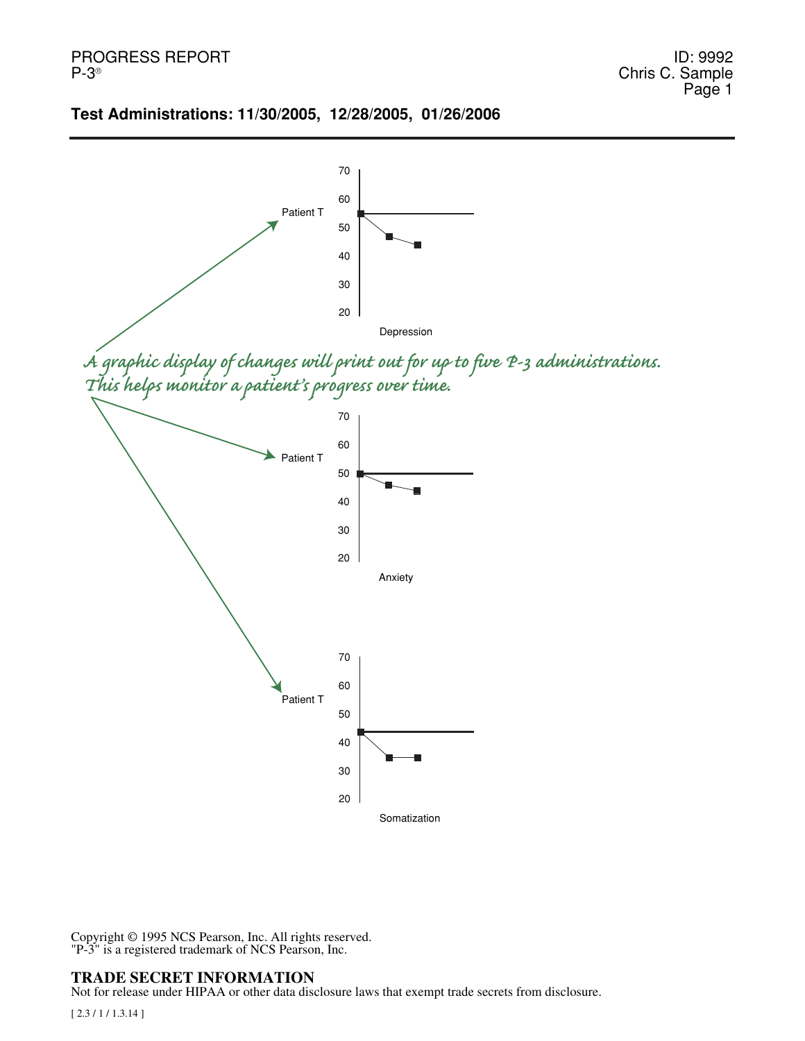PROGRESS REPORT
P-3®

ID: 9992
Chris C. Sample

**Test Administrations: 11/30/2005, 12/28/2005, 01/26/2006**

---

70
60
Patient T
50
40
30
20
Depression

*A graphic display of changes will print out for up to five P-3 administrations. This helps monitor a patient's progress over time.*

70
60
Patient T
50
40
30
20
Anxiety

70
60
Patient T
50
40
30
20
Somatization

Copyright © 1995 NCS Pearson, Inc. All rights reserved.
"P-3" is a registered trademark of NCS Pearson, Inc.

**TRADE SECRET INFORMATION**
Not for release under HIPAA or other data disclosure laws that exempt trade secrets from disclosure.

[ 2.3 / 1 / 1.3.14 ]